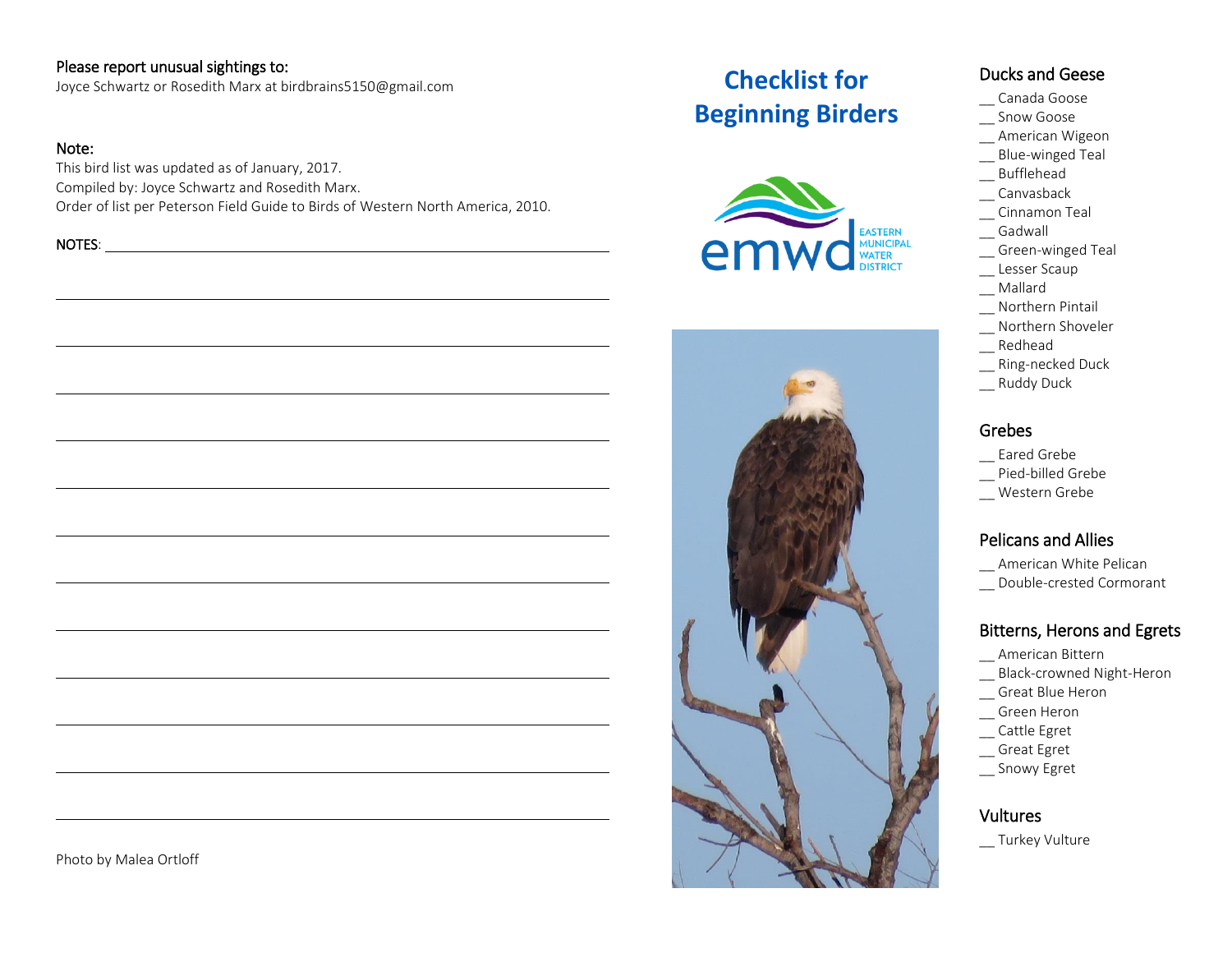**Please report unusual sightings to:**
Joyce Schwartz or Rosedith Marx at birdbrains5150@gmail.com

**Note:**
This bird list was updated as of January, 2017.
Compiled by: Joyce Schwartz and Rosedith Marx.
Order of list per Peterson Field Guide to Birds of Western North America, 2010.

NOTES: ____________________________________________

____________________________________________

____________________________________________

____________________________________________

____________________________________________

____________________________________________

____________________________________________

____________________________________________

____________________________________________

____________________________________________

____________________________________________

____________________________________________

____________________________________________

Photo by Malea Ortloff

# Checklist for Beginning Birders

EASTERN MUNICIPAL WATER DISTRICT

## Ducks and Geese

__ Canada Goose
__ Snow Goose
__ American Wigeon
__ Blue-winged Teal
__ Bufflehead
__ Canvasback
__ Cinnamon Teal
__ Gadwall
__ Green-winged Teal
__ Lesser Scaup
__ Mallard
__ Northern Pintail
__ Northern Shoveler
__ Redhead
__ Ring-necked Duck
__ Ruddy Duck

## Grebes

__ Eared Grebe
__ Pied-billed Grebe
__ Western Grebe

## Pelicans and Allies

__ American White Pelican
__ Double-crested Cormorant

## Bitterns, Herons and Egrets

__ American Bittern
__ Black-crowned Night-Heron
__ Great Blue Heron
__ Green Heron
__ Cattle Egret
__ Great Egret
__ Snowy Egret

## Vultures

__ Turkey Vulture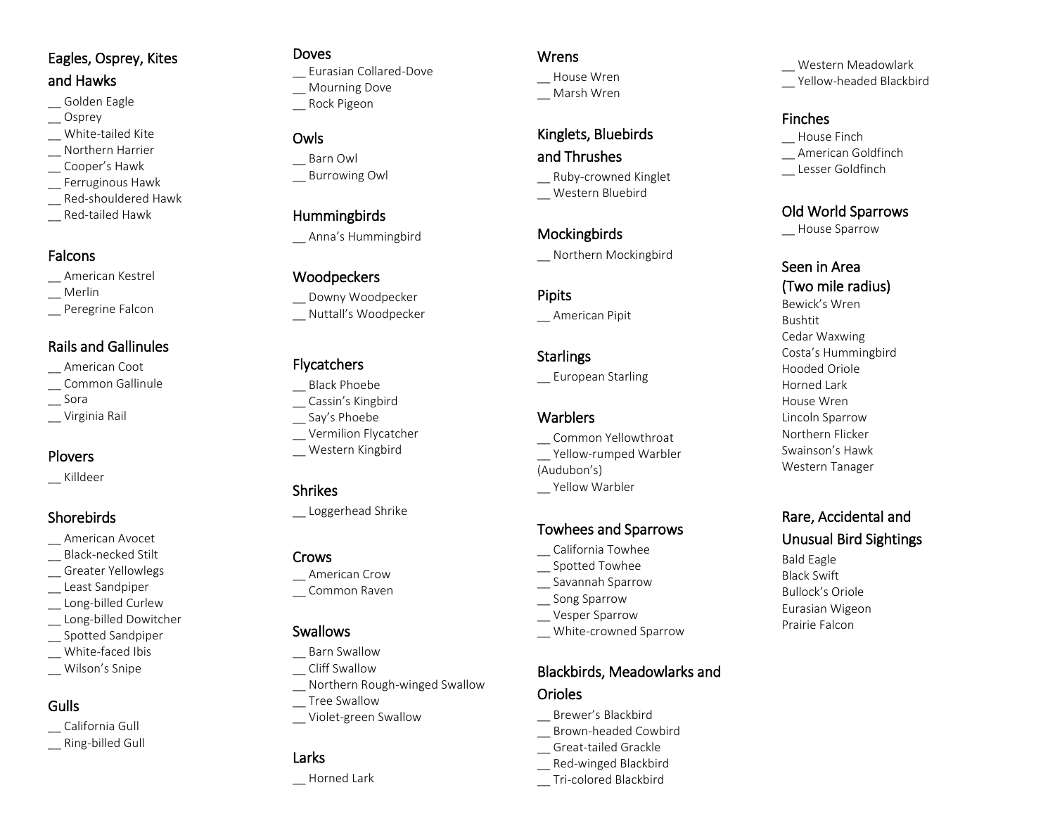## Eagles, Osprey, Kites and Hawks

__ Golden Eagle
__ Osprey
__ White-tailed Kite
__ Northern Harrier
__ Cooper's Hawk
__ Ferruginous Hawk
__ Red-shouldered Hawk
__ Red-tailed Hawk

## Falcons

__ American Kestrel
__ Merlin
__ Peregrine Falcon

## Rails and Gallinules

__ American Coot
__ Common Gallinule
__ Sora
__ Virginia Rail

## Plovers

__ Killdeer

## Shorebirds

__ American Avocet
__ Black-necked Stilt
__ Greater Yellowlegs
__ Least Sandpiper
__ Long-billed Curlew
__ Long-billed Dowitcher
__ Spotted Sandpiper
__ White-faced Ibis
__ Wilson's Snipe

## Gulls

__ California Gull
__ Ring-billed Gull

## Doves

__ Eurasian Collared-Dove
__ Mourning Dove
__ Rock Pigeon

## Owls

__ Barn Owl
__ Burrowing Owl

## Hummingbirds

__ Anna's Hummingbird

## Woodpeckers

__ Downy Woodpecker
__ Nuttall's Woodpecker

## Flycatchers

__ Black Phoebe
__ Cassin's Kingbird
__ Say's Phoebe
__ Vermilion Flycatcher
__ Western Kingbird

## Shrikes

__ Loggerhead Shrike

## Crows

__ American Crow
__ Common Raven

## Swallows

__ Barn Swallow
__ Cliff Swallow
__ Northern Rough-winged Swallow
__ Tree Swallow
__ Violet-green Swallow

## Larks

__ Horned Lark

## Wrens

__ House Wren
__ Marsh Wren

## Kinglets, Bluebirds and Thrushes

__ Ruby-crowned Kinglet
__ Western Bluebird

## Mockingbirds

__ Northern Mockingbird

## Pipits

__ American Pipit

## Starlings

__ European Starling

## Warblers

__ Common Yellowthroat
__ Yellow-rumped Warbler (Audubon's)
__ Yellow Warbler

## Towhees and Sparrows

__ California Towhee
__ Spotted Towhee
__ Savannah Sparrow
__ Song Sparrow
__ Vesper Sparrow
__ White-crowned Sparrow

## Blackbirds, Meadowlarks and Orioles

__ Brewer's Blackbird
__ Brown-headed Cowbird
__ Great-tailed Grackle
__ Red-winged Blackbird
__ Tri-colored Blackbird
__ Western Meadowlark
__ Yellow-headed Blackbird

## Finches

__ House Finch
__ American Goldfinch
__ Lesser Goldfinch

## Old World Sparrows

__ House Sparrow

## Seen in Area (Two mile radius)

Bewick's Wren
Bushtit
Cedar Waxwing
Costa's Hummingbird
Hooded Oriole
Horned Lark
House Wren
Lincoln Sparrow
Northern Flicker
Swainson's Hawk
Western Tanager

## Rare, Accidental and Unusual Bird Sightings

Bald Eagle
Black Swift
Bullock's Oriole
Eurasian Wigeon
Prairie Falcon